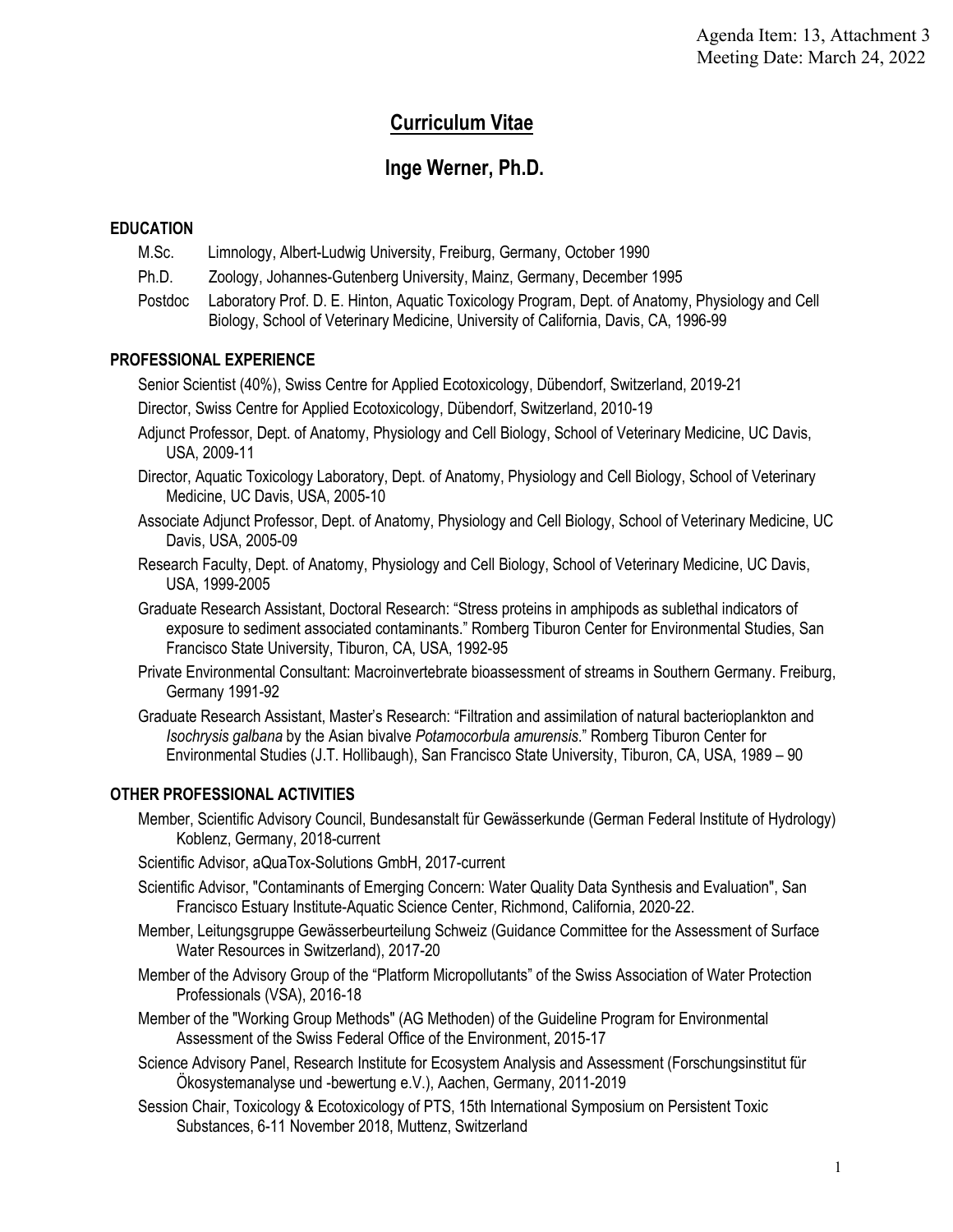Agenda Item: 13, Attachment 3
Meeting Date: March 24, 2022

# Curriculum Vitae

## Inge Werner, Ph.D.

### EDUCATION

M.Sc. Limnology, Albert-Ludwig University, Freiburg, Germany, October 1990

Ph.D. Zoology, Johannes-Gutenberg University, Mainz, Germany, December 1995

Postdoc Laboratory Prof. D. E. Hinton, Aquatic Toxicology Program, Dept. of Anatomy, Physiology and Cell Biology, School of Veterinary Medicine, University of California, Davis, CA, 1996-99

### PROFESSIONAL EXPERIENCE

Senior Scientist (40%), Swiss Centre for Applied Ecotoxicology, Dübendorf, Switzerland, 2019-21

Director, Swiss Centre for Applied Ecotoxicology, Dübendorf, Switzerland, 2010-19

Adjunct Professor, Dept. of Anatomy, Physiology and Cell Biology, School of Veterinary Medicine, UC Davis, USA, 2009-11

Director, Aquatic Toxicology Laboratory, Dept. of Anatomy, Physiology and Cell Biology, School of Veterinary Medicine, UC Davis, USA, 2005-10

Associate Adjunct Professor, Dept. of Anatomy, Physiology and Cell Biology, School of Veterinary Medicine, UC Davis, USA, 2005-09

Research Faculty, Dept. of Anatomy, Physiology and Cell Biology, School of Veterinary Medicine, UC Davis, USA, 1999-2005

Graduate Research Assistant, Doctoral Research: "Stress proteins in amphipods as sublethal indicators of exposure to sediment associated contaminants." Romberg Tiburon Center for Environmental Studies, San Francisco State University, Tiburon, CA, USA, 1992-95

Private Environmental Consultant: Macroinvertebrate bioassessment of streams in Southern Germany. Freiburg, Germany 1991-92

Graduate Research Assistant, Master's Research: "Filtration and assimilation of natural bacterioplankton and *Isochrysis galbana* by the Asian bivalve *Potamocorbula amurensis*." Romberg Tiburon Center for Environmental Studies (J.T. Hollibaugh), San Francisco State University, Tiburon, CA, USA, 1989 – 90

### OTHER PROFESSIONAL ACTIVITIES

Member, Scientific Advisory Council, Bundesanstalt für Gewässerkunde (German Federal Institute of Hydrology) Koblenz, Germany, 2018-current

Scientific Advisor, aQuaTox-Solutions GmbH, 2017-current

Scientific Advisor, "Contaminants of Emerging Concern: Water Quality Data Synthesis and Evaluation", San Francisco Estuary Institute-Aquatic Science Center, Richmond, California, 2020-22.

Member, Leitungsgruppe Gewässerbeurteilung Schweiz (Guidance Committee for the Assessment of Surface Water Resources in Switzerland), 2017-20

Member of the Advisory Group of the "Platform Micropollutants" of the Swiss Association of Water Protection Professionals (VSA), 2016-18

Member of the "Working Group Methods" (AG Methoden) of the Guideline Program for Environmental Assessment of the Swiss Federal Office of the Environment, 2015-17

Science Advisory Panel, Research Institute for Ecosystem Analysis and Assessment (Forschungsinstitut für Ökosystemanalyse und -bewertung e.V.), Aachen, Germany, 2011-2019

Session Chair, Toxicology & Ecotoxicology of PTS, 15th International Symposium on Persistent Toxic Substances, 6-11 November 2018, Muttenz, Switzerland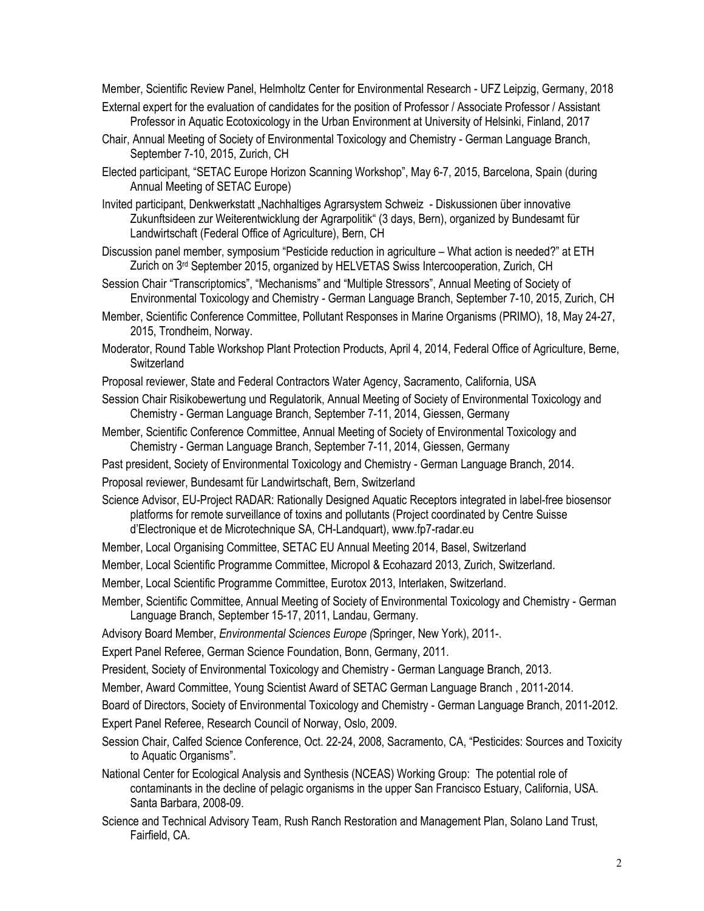Member, Scientific Review Panel, Helmholtz Center for Environmental Research - UFZ Leipzig, Germany, 2018

External expert for the evaluation of candidates for the position of Professor / Associate Professor / Assistant Professor in Aquatic Ecotoxicology in the Urban Environment at University of Helsinki, Finland, 2017

Chair, Annual Meeting of Society of Environmental Toxicology and Chemistry - German Language Branch, September 7-10, 2015, Zurich, CH

Elected participant, "SETAC Europe Horizon Scanning Workshop", May 6-7, 2015, Barcelona, Spain (during Annual Meeting of SETAC Europe)

Invited participant, Denkwerkstatt „Nachhaltiges Agrarsystem Schweiz - Diskussionen über innovative Zukunftsideen zur Weiterentwicklung der Agrarpolitik" (3 days, Bern), organized by Bundesamt für Landwirtschaft (Federal Office of Agriculture), Bern, CH

Discussion panel member, symposium "Pesticide reduction in agriculture – What action is needed?" at ETH Zurich on 3rd September 2015, organized by HELVETAS Swiss Intercooperation, Zurich, CH

Session Chair "Transcriptomics", "Mechanisms" and "Multiple Stressors", Annual Meeting of Society of Environmental Toxicology and Chemistry - German Language Branch, September 7-10, 2015, Zurich, CH

Member, Scientific Conference Committee, Pollutant Responses in Marine Organisms (PRIMO), 18, May 24-27, 2015, Trondheim, Norway.

Moderator, Round Table Workshop Plant Protection Products, April 4, 2014, Federal Office of Agriculture, Berne, Switzerland

Proposal reviewer, State and Federal Contractors Water Agency, Sacramento, California, USA

Session Chair Risikobewertung und Regulatorik, Annual Meeting of Society of Environmental Toxicology and Chemistry - German Language Branch, September 7-11, 2014, Giessen, Germany

Member, Scientific Conference Committee, Annual Meeting of Society of Environmental Toxicology and Chemistry - German Language Branch, September 7-11, 2014, Giessen, Germany

Past president, Society of Environmental Toxicology and Chemistry - German Language Branch, 2014.

Proposal reviewer, Bundesamt für Landwirtschaft, Bern, Switzerland

Science Advisor, EU-Project RADAR: Rationally Designed Aquatic Receptors integrated in label-free biosensor platforms for remote surveillance of toxins and pollutants (Project coordinated by Centre Suisse d'Electronique et de Microtechnique SA, CH-Landquart), www.fp7-radar.eu

Member, Local Organising Committee, SETAC EU Annual Meeting 2014, Basel, Switzerland

Member, Local Scientific Programme Committee, Micropol & Ecohazard 2013, Zurich, Switzerland.

Member, Local Scientific Programme Committee, Eurotox 2013, Interlaken, Switzerland.

Member, Scientific Committee, Annual Meeting of Society of Environmental Toxicology and Chemistry - German Language Branch, September 15-17, 2011, Landau, Germany.

Advisory Board Member, *Environmental Sciences Europe (*Springer, New York), 2011-.

Expert Panel Referee, German Science Foundation, Bonn, Germany, 2011.

President, Society of Environmental Toxicology and Chemistry - German Language Branch, 2013.

Member, Award Committee, Young Scientist Award of SETAC German Language Branch , 2011-2014.

Board of Directors, Society of Environmental Toxicology and Chemistry - German Language Branch, 2011-2012.

Expert Panel Referee, Research Council of Norway, Oslo, 2009.

Session Chair, Calfed Science Conference, Oct. 22-24, 2008, Sacramento, CA, "Pesticides: Sources and Toxicity to Aquatic Organisms".

National Center for Ecological Analysis and Synthesis (NCEAS) Working Group: The potential role of contaminants in the decline of pelagic organisms in the upper San Francisco Estuary, California, USA. Santa Barbara, 2008-09.

Science and Technical Advisory Team, Rush Ranch Restoration and Management Plan, Solano Land Trust, Fairfield, CA.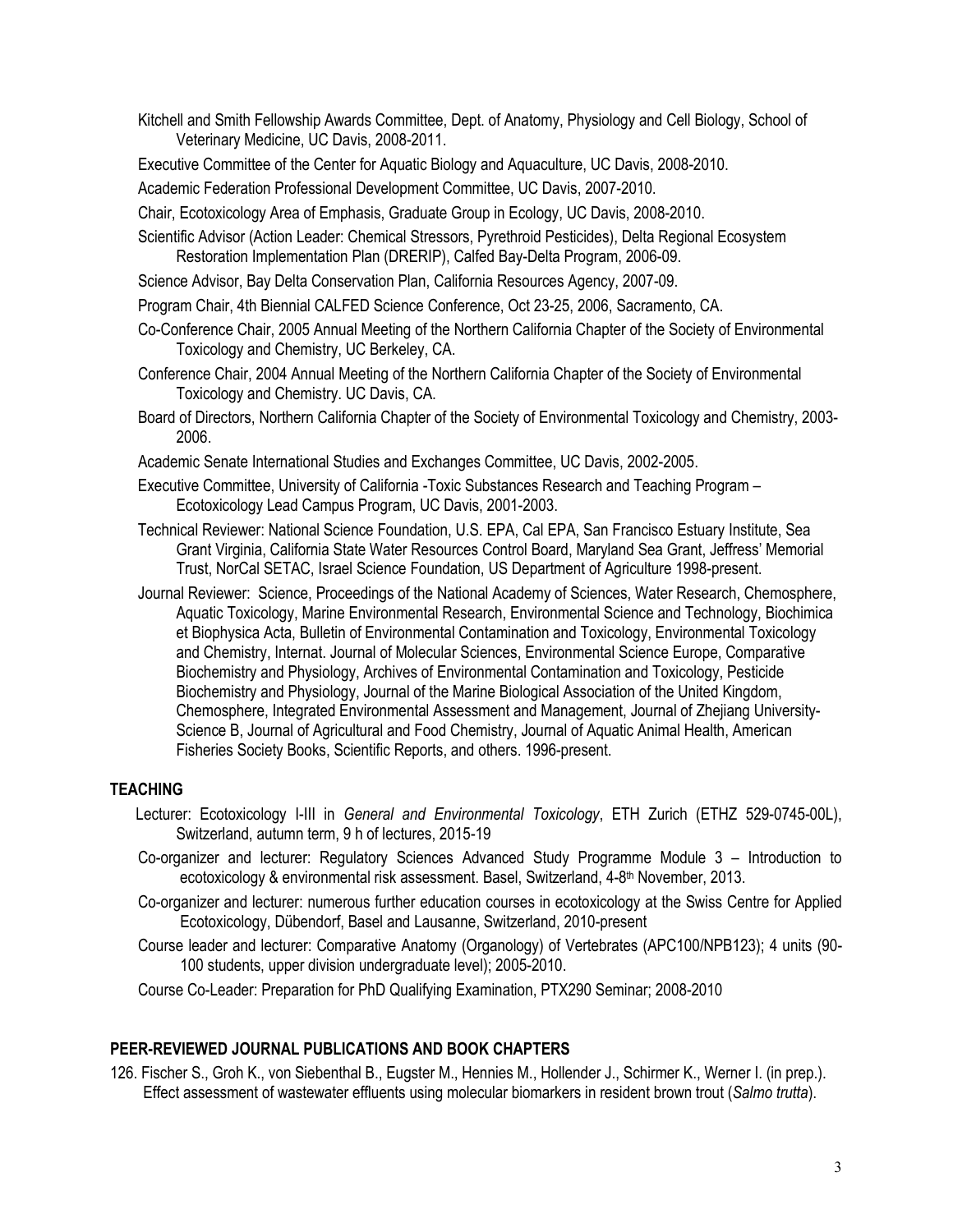Kitchell and Smith Fellowship Awards Committee, Dept. of Anatomy, Physiology and Cell Biology, School of Veterinary Medicine, UC Davis, 2008-2011.

Executive Committee of the Center for Aquatic Biology and Aquaculture, UC Davis, 2008-2010.

Academic Federation Professional Development Committee, UC Davis, 2007-2010.

Chair, Ecotoxicology Area of Emphasis, Graduate Group in Ecology, UC Davis, 2008-2010.

Scientific Advisor (Action Leader: Chemical Stressors, Pyrethroid Pesticides), Delta Regional Ecosystem Restoration Implementation Plan (DRERIP), Calfed Bay-Delta Program, 2006-09.

Science Advisor, Bay Delta Conservation Plan, California Resources Agency, 2007-09.

Program Chair, 4th Biennial CALFED Science Conference, Oct 23-25, 2006, Sacramento, CA.

Co-Conference Chair, 2005 Annual Meeting of the Northern California Chapter of the Society of Environmental Toxicology and Chemistry, UC Berkeley, CA.

Conference Chair, 2004 Annual Meeting of the Northern California Chapter of the Society of Environmental Toxicology and Chemistry. UC Davis, CA.

Board of Directors, Northern California Chapter of the Society of Environmental Toxicology and Chemistry, 2003-2006.

Academic Senate International Studies and Exchanges Committee, UC Davis, 2002-2005.

Executive Committee, University of California -Toxic Substances Research and Teaching Program – Ecotoxicology Lead Campus Program, UC Davis, 2001-2003.

Technical Reviewer: National Science Foundation, U.S. EPA, Cal EPA, San Francisco Estuary Institute, Sea Grant Virginia, California State Water Resources Control Board, Maryland Sea Grant, Jeffress' Memorial Trust, NorCal SETAC, Israel Science Foundation, US Department of Agriculture 1998-present.

Journal Reviewer: Science, Proceedings of the National Academy of Sciences, Water Research, Chemosphere, Aquatic Toxicology, Marine Environmental Research, Environmental Science and Technology, Biochimica et Biophysica Acta, Bulletin of Environmental Contamination and Toxicology, Environmental Toxicology and Chemistry, Internat. Journal of Molecular Sciences, Environmental Science Europe, Comparative Biochemistry and Physiology, Archives of Environmental Contamination and Toxicology, Pesticide Biochemistry and Physiology, Journal of the Marine Biological Association of the United Kingdom, Chemosphere, Integrated Environmental Assessment and Management, Journal of Zhejiang University-Science B, Journal of Agricultural and Food Chemistry, Journal of Aquatic Animal Health, American Fisheries Society Books, Scientific Reports, and others. 1996-present.

## TEACHING

Lecturer: Ecotoxicology I-III in *General and Environmental Toxicology*, ETH Zurich (ETHZ 529-0745-00L), Switzerland, autumn term, 9 h of lectures, 2015-19

Co-organizer and lecturer: Regulatory Sciences Advanced Study Programme Module 3 – Introduction to ecotoxicology & environmental risk assessment. Basel, Switzerland, 4-8th November, 2013.

Co-organizer and lecturer: numerous further education courses in ecotoxicology at the Swiss Centre for Applied Ecotoxicology, Dübendorf, Basel and Lausanne, Switzerland, 2010-present

Course leader and lecturer: Comparative Anatomy (Organology) of Vertebrates (APC100/NPB123); 4 units (90-100 students, upper division undergraduate level); 2005-2010.

Course Co-Leader: Preparation for PhD Qualifying Examination, PTX290 Seminar; 2008-2010

## PEER-REVIEWED JOURNAL PUBLICATIONS AND BOOK CHAPTERS

126. Fischer S., Groh K., von Siebenthal B., Eugster M., Hennies M., Hollender J., Schirmer K., Werner I. (in prep.). Effect assessment of wastewater effluents using molecular biomarkers in resident brown trout (*Salmo trutta*).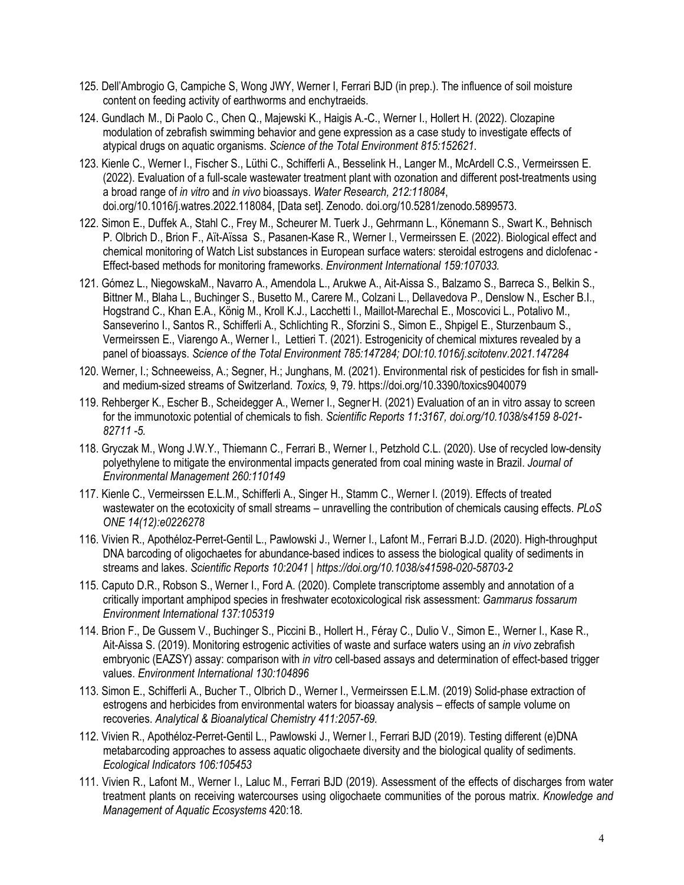125. Dell'Ambrogio G, Campiche S, Wong JWY, Werner I, Ferrari BJD (in prep.). The influence of soil moisture content on feeding activity of earthworms and enchytraeids.

124. Gundlach M., Di Paolo C., Chen Q., Majewski K., Haigis A.-C., Werner I., Hollert H. (2022). Clozapine modulation of zebrafish swimming behavior and gene expression as a case study to investigate effects of atypical drugs on aquatic organisms. *Science of the Total Environment 815:152621*.

123. Kienle C., Werner I., Fischer S., Lüthi C., Schifferli A., Besselink H., Langer M., McArdell C.S., Vermeirssen E. (2022). Evaluation of a full-scale wastewater treatment plant with ozonation and different post-treatments using a broad range of *in vitro* and *in vivo* bioassays. *Water Research, 212:118084*, doi.org/10.1016/j.watres.2022.118084, [Data set]. Zenodo. doi.org/10.5281/zenodo.5899573.

122. Simon E., Duffek A., Stahl C., Frey M., Scheurer M. Tuerk J., Gehrmann L., Könemann S., Swart K., Behnisch P. Olbrich D., Brion F., Aït-Aïssa S., Pasanen-Kase R., Werner I., Vermeirssen E. (2022). Biological effect and chemical monitoring of Watch List substances in European surface waters: steroidal estrogens and diclofenac - Effect-based methods for monitoring frameworks. *Environment International 159:107033.*

121. Gómez L., NiegowskaM., Navarro A., Amendola L., Arukwe A., Ait-Aissa S., Balzamo S., Barreca S., Belkin S., Bittner M., Blaha L., Buchinger S., Busetto M., Carere M., Colzani L., Dellavedova P., Denslow N., Escher B.I., Hogstrand C., Khan E.A., König M., Kroll K.J., Lacchetti I., Maillot-Marechal E., Moscovici L., Potalivo M., Sanseverino I., Santos R., Schifferli A., Schlichting R., Sforzini S., Simon E., Shpigel E., Sturzenbaum S., Vermeirssen E., Viarengo A., Werner I., Lettieri T. (2021). Estrogenicity of chemical mixtures revealed by a panel of bioassays. *Science of the Total Environment 785:147284; DOI:10.1016/j.scitotenv.2021.147284*

120. Werner, I.; Schneeweiss, A.; Segner, H.; Junghans, M. (2021). Environmental risk of pesticides for fish in small- and medium-sized streams of Switzerland. *Toxics,* 9, 79. https://doi.org/10.3390/toxics9040079

119. Rehberger K., Escher B., Scheidegger A., Werner I., Segner H. (2021) Evaluation of an in vitro assay to screen for the immunotoxic potential of chemicals to fish. *Scientific Reports 11:3167, doi.org/10.1038/s4159 8-021-82711 -5.*

118. Gryczak M., Wong J.W.Y., Thiemann C., Ferrari B., Werner I., Petzhold C.L. (2020). Use of recycled low-density polyethylene to mitigate the environmental impacts generated from coal mining waste in Brazil. *Journal of Environmental Management 260:110149*

117. Kienle C., Vermeirssen E.L.M., Schifferli A., Singer H., Stamm C., Werner I. (2019). Effects of treated wastewater on the ecotoxicity of small streams – unravelling the contribution of chemicals causing effects. *PLoS ONE 14(12):e0226278*

116. Vivien R., Apothéloz-Perret-Gentil L., Pawlowski J., Werner I., Lafont M., Ferrari B.J.D. (2020). High-throughput DNA barcoding of oligochaetes for abundance-based indices to assess the biological quality of sediments in streams and lakes. *Scientific Reports 10:2041 | https://doi.org/10.1038/s41598-020-58703-2*

115. Caputo D.R., Robson S., Werner I., Ford A. (2020). Complete transcriptome assembly and annotation of a critically important amphipod species in freshwater ecotoxicological risk assessment: *Gammarus fossarum Environment International 137:105319*

114. Brion F., De Gussem V., Buchinger S., Piccini B., Hollert H., Féray C., Dulio V., Simon E., Werner I., Kase R., Ait-Aissa S. (2019). Monitoring estrogenic activities of waste and surface waters using an *in vivo* zebrafish embryonic (EAZSY) assay: comparison with *in vitro* cell-based assays and determination of effect-based trigger values. *Environment International 130:104896*

113. Simon E., Schifferli A., Bucher T., Olbrich D., Werner I., Vermeirssen E.L.M. (2019) Solid-phase extraction of estrogens and herbicides from environmental waters for bioassay analysis – effects of sample volume on recoveries. *Analytical & Bioanalytical Chemistry 411:2057-69.*

112. Vivien R., Apothéloz-Perret-Gentil L., Pawlowski J., Werner I., Ferrari BJD (2019). Testing different (e)DNA metabarcoding approaches to assess aquatic oligochaete diversity and the biological quality of sediments. *Ecological Indicators 106:105453*

111. Vivien R., Lafont M., Werner I., Laluc M., Ferrari BJD (2019). Assessment of the effects of discharges from water treatment plants on receiving watercourses using oligochaete communities of the porous matrix. *Knowledge and Management of Aquatic Ecosystems* 420:18.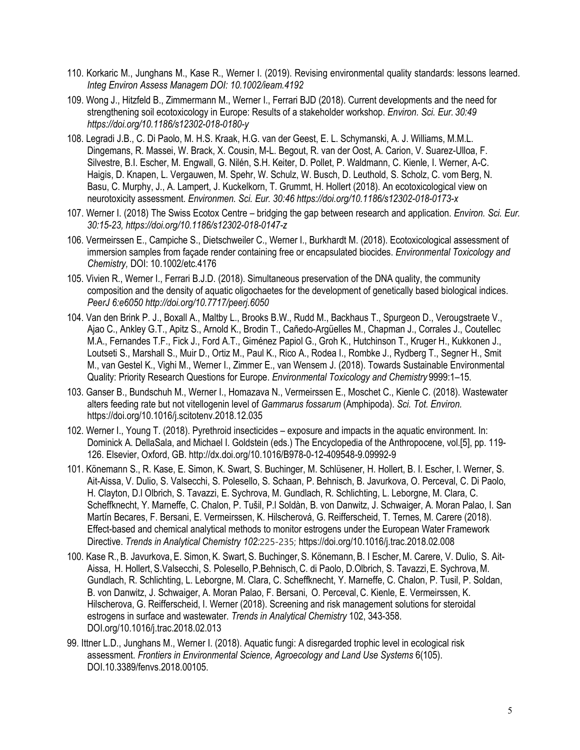110. Korkaric M., Junghans M., Kase R., Werner I. (2019). Revising environmental quality standards: lessons learned. *Integ Environ Assess Managem DOI: 10.1002/ieam.4192*

109. Wong J., Hitzfeld B., Zimmermann M., Werner I., Ferrari BJD (2018). Current developments and the need for strengthening soil ecotoxicology in Europe: Results of a stakeholder workshop. *Environ. Sci. Eur. 30:49 https://doi.org/10.1186/s12302-018-0180-y*

108. Legradi J.B., C. Di Paolo, M. H.S. Kraak, H.G. van der Geest, E. L. Schymanski, A. J. Williams, M.M.L. Dingemans, R. Massei, W. Brack, X. Cousin, M-L. Begout, R. van der Oost, A. Carion, V. Suarez-Ulloa, F. Silvestre, B.I. Escher, M. Engwall, G. Nilén, S.H. Keiter, D. Pollet, P. Waldmann, C. Kienle, I. Werner, A-C. Haigis, D. Knapen, L. Vergauwen, M. Spehr, W. Schulz, W. Busch, D. Leuthold, S. Scholz, C. vom Berg, N. Basu, C. Murphy, J., A. Lampert, J. Kuckelkorn, T. Grummt, H. Hollert (2018). An ecotoxicological view on neurotoxicity assessment. *Environmen. Sci. Eur. 30:46 https://doi.org/10.1186/s12302-018-0173-x*

107. Werner I. (2018) The Swiss Ecotox Centre – bridging the gap between research and application. *Environ. Sci. Eur. 30:15-23, https://doi.org/10.1186/s12302-018-0147-z*

106. Vermeirssen E., Campiche S., Dietschweiler C., Werner I., Burkhardt M. (2018). Ecotoxicological assessment of immersion samples from façade render containing free or encapsulated biocides. *Environmental Toxicology and Chemistry,* DOI: 10.1002/etc.4176

105. Vivien R., Werner I., Ferrari B.J.D. (2018). Simultaneous preservation of the DNA quality, the community composition and the density of aquatic oligochaetes for the development of genetically based biological indices. *PeerJ 6:e6050 http://doi.org/10.7717/peerj.6050*

104. Van den Brink P. J., Boxall A., Maltby L., Brooks B.W., Rudd M., Backhaus T., Spurgeon D., Verougstraete V., Ajao C., Ankley G.T., Apitz S., Arnold K., Brodin T., Cañedo-Argüelles M., Chapman J., Corrales J., Coutellec M.A., Fernandes T.F., Fick J., Ford A.T., Giménez Papiol G., Groh K., Hutchinson T., Kruger H., Kukkonen J., Loutseti S., Marshall S., Muir D., Ortiz M., Paul K., Rico A., Rodea I., Rombke J., Rydberg T., Segner H., Smit M., van Gestel K., Vighi M., Werner I., Zimmer E., van Wensem J. (2018). Towards Sustainable Environmental Quality: Priority Research Questions for Europe. *Environmental Toxicology and Chemistry* 9999:1–15.

103. Ganser B., Bundschuh M., Werner I., Homazava N., Vermeirssen E., Moschet C., Kienle C. (2018). Wastewater alters feeding rate but not vitellogenin level of *Gammarus fossarum* (Amphipoda). *Sci. Tot. Environ.* https://doi.org/10.1016/j.scitotenv.2018.12.035

102. Werner I., Young T. (2018). Pyrethroid insecticides – exposure and impacts in the aquatic environment. In: Dominick A. DellaSala, and Michael I. Goldstein (eds.) The Encyclopedia of the Anthropocene, vol.[5], pp. 119-126. Elsevier, Oxford, GB. http://dx.doi.org/10.1016/B978-0-12-409548-9.09992-9

101. Könemann S., R. Kase, E. Simon, K. Swart, S. Buchinger, M. Schlüsener, H. Hollert, B. I. Escher, I. Werner, S. Ait-Aissa, V. Dulio, S. Valsecchi, S. Polesello, S. Schaan, P. Behnisch, B. Javurkova, O. Perceval, C. Di Paolo, H. Clayton, D.l Olbrich, S. Tavazzi, E. Sychrova, M. Gundlach, R. Schlichting, L. Leborgne, M. Clara, C. Scheffknecht, Y. Marneffe, C. Chalon, P. Tušil, P.l Soldàn, B. von Danwitz, J. Schwaiger, A. Moran Palao, I. San Martín Becares, F. Bersani, E. Vermeirssen, K. Hilscherová, G. Reifferscheid, T. Ternes, M. Carere (2018). Effect-based and chemical analytical methods to monitor estrogens under the European Water Framework Directive. *Trends in Analytical Chemistry 102:*225-235; https://doi.org/10.1016/j.trac.2018.02.008

100. Kase R., B. Javurkova, E. Simon, K. Swart, S. Buchinger, S. Könemann, B. I Escher, M. Carere, V. Dulio, S. Ait-Aissa, H. Hollert, S.Valsecchi, S. Polesello, P.Behnisch, C. di Paolo, D.Olbrich, S. Tavazzi, E. Sychrova, M. Gundlach, R. Schlichting, L. Leborgne, M. Clara, C. Scheffknecht, Y. Marneffe, C. Chalon, P. Tusil, P. Soldan, B. von Danwitz, J. Schwaiger, A. Moran Palao, F. Bersani, O. Perceval, C. Kienle, E. Vermeirssen, K. Hilscherova, G. Reifferscheid, I. Werner (2018). Screening and risk management solutions for steroidal estrogens in surface and wastewater. *Trends in Analytical Chemistry* 102, 343-358. DOI.org/10.1016/j.trac.2018.02.013

99. Ittner L.D., Junghans M., Werner I. (2018). Aquatic fungi: A disregarded trophic level in ecological risk assessment. *Frontiers in Environmental Science, Agroecology and Land Use Systems* 6(105). DOI.10.3389/fenvs.2018.00105.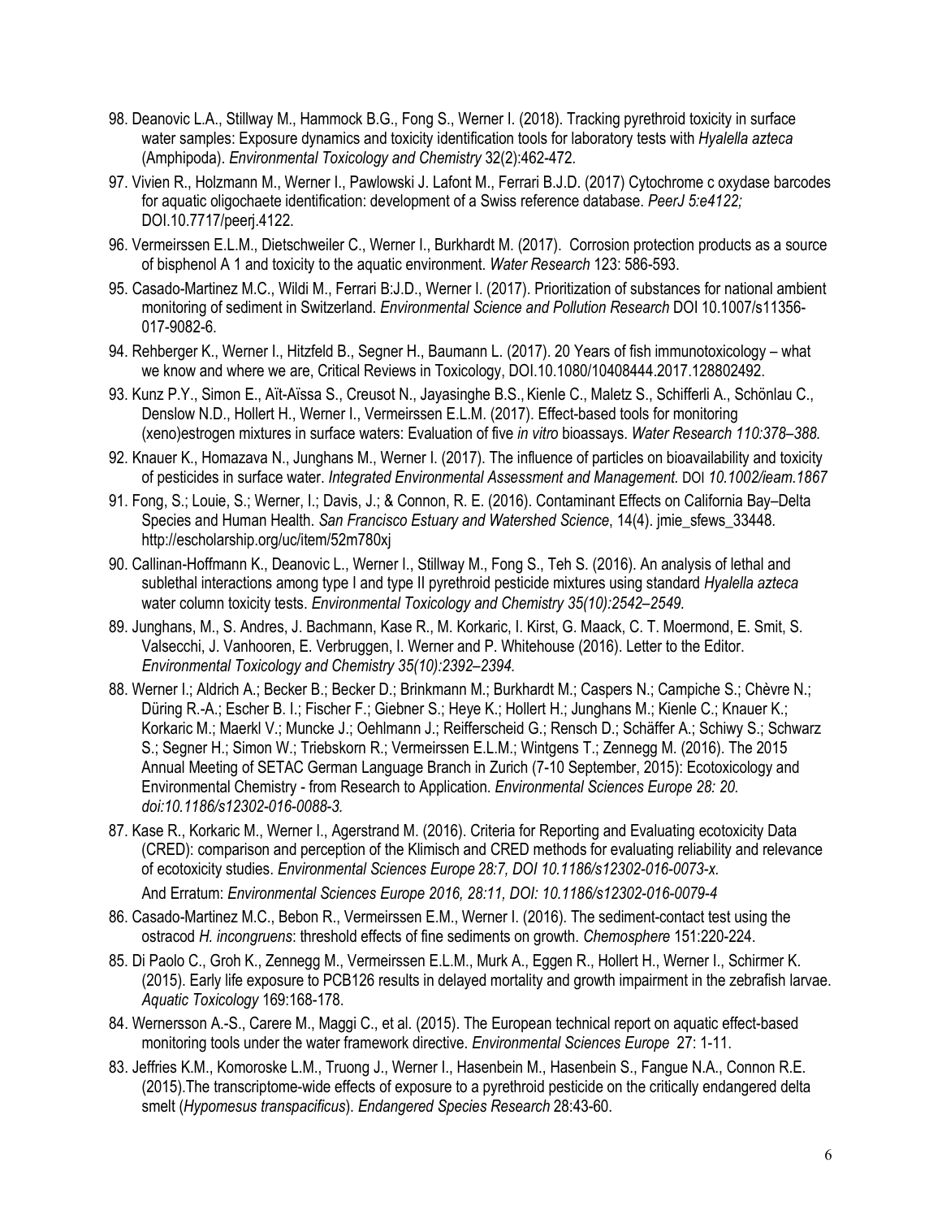98. Deanovic L.A., Stillway M., Hammock B.G., Fong S., Werner I. (2018). Tracking pyrethroid toxicity in surface water samples: Exposure dynamics and toxicity identification tools for laboratory tests with *Hyalella azteca* (Amphipoda). *Environmental Toxicology and Chemistry* 32(2):462-472.

97. Vivien R., Holzmann M., Werner I., Pawlowski J. Lafont M., Ferrari B.J.D. (2017) Cytochrome c oxydase barcodes for aquatic oligochaete identification: development of a Swiss reference database. *PeerJ 5:e4122;* DOI.10.7717/peerj.4122.

96. Vermeirssen E.L.M., Dietschweiler C., Werner I., Burkhardt M. (2017). Corrosion protection products as a source of bisphenol A 1 and toxicity to the aquatic environment. *Water Research* 123: 586-593.

95. Casado-Martinez M.C., Wildi M., Ferrari B:J.D., Werner I. (2017). Prioritization of substances for national ambient monitoring of sediment in Switzerland. *Environmental Science and Pollution Research* DOI 10.1007/s11356-017-9082-6.

94. Rehberger K., Werner I., Hitzfeld B., Segner H., Baumann L. (2017). 20 Years of fish immunotoxicology – what we know and where we are, Critical Reviews in Toxicology, DOI.10.1080/10408444.2017.128802492.

93. Kunz P.Y., Simon E., Aït-Aïssa S., Creusot N., Jayasinghe B.S., Kienle C., Maletz S., Schifferli A., Schönlau C., Denslow N.D., Hollert H., Werner I., Vermeirssen E.L.M. (2017). Effect-based tools for monitoring (xeno)estrogen mixtures in surface waters: Evaluation of five *in vitro* bioassays. *Water Research 110:378–388.*

92. Knauer K., Homazava N., Junghans M., Werner I. (2017). The influence of particles on bioavailability and toxicity of pesticides in surface water. *Integrated Environmental Assessment and Management*. DOI *10.1002/ieam.1867*

91. Fong, S.; Louie, S.; Werner, I.; Davis, J.; & Connon, R. E. (2016). Contaminant Effects on California Bay–Delta Species and Human Health. *San Francisco Estuary and Watershed Science*, 14(4). jmie_sfews_33448. http://escholarship.org/uc/item/52m780xj

90. Callinan-Hoffmann K., Deanovic L., Werner I., Stillway M., Fong S., Teh S. (2016). An analysis of lethal and sublethal interactions among type I and type II pyrethroid pesticide mixtures using standard *Hyalella azteca* water column toxicity tests. *Environmental Toxicology and Chemistry 35(10):2542–2549.*

89. Junghans, M., S. Andres, J. Bachmann, Kase R., M. Korkaric, I. Kirst, G. Maack, C. T. Moermond, E. Smit, S. Valsecchi, J. Vanhooren, E. Verbruggen, I. Werner and P. Whitehouse (2016). Letter to the Editor. *Environmental Toxicology and Chemistry 35(10):2392–2394.*

88. Werner I.; Aldrich A.; Becker B.; Becker D.; Brinkmann M.; Burkhardt M.; Caspers N.; Campiche S.; Chèvre N.; Düring R.-A.; Escher B. I.; Fischer F.; Giebner S.; Heye K.; Hollert H.; Junghans M.; Kienle C.; Knauer K.; Korkaric M.; Maerkl V.; Muncke J.; Oehlmann J.; Reifferscheid G.; Rensch D.; Schäffer A.; Schiwy S.; Schwarz S.; Segner H.; Simon W.; Triebskorn R.; Vermeirssen E.L.M.; Wintgens T.; Zennegg M. (2016). The 2015 Annual Meeting of SETAC German Language Branch in Zurich (7-10 September, 2015): Ecotoxicology and Environmental Chemistry - from Research to Application. *Environmental Sciences Europe 28: 20. doi:10.1186/s12302-016-0088-3.*

87. Kase R., Korkaric M., Werner I., Agerstrand M. (2016). Criteria for Reporting and Evaluating ecotoxicity Data (CRED): comparison and perception of the Klimisch and CRED methods for evaluating reliability and relevance of ecotoxicity studies. *Environmental Sciences Europe 28:7, DOI 10.1186/s12302-016-0073-x.*

    And Erratum: *Environmental Sciences Europe 2016, 28:11, DOI: 10.1186/s12302-016-0079-4*

86. Casado-Martinez M.C., Bebon R., Vermeirssen E.M., Werner I. (2016). The sediment-contact test using the ostracod *H. incongruens*: threshold effects of fine sediments on growth. *Chemosphere* 151:220-224.

85. Di Paolo C., Groh K., Zennegg M., Vermeirssen E.L.M., Murk A., Eggen R., Hollert H., Werner I., Schirmer K. (2015). Early life exposure to PCB126 results in delayed mortality and growth impairment in the zebrafish larvae. *Aquatic Toxicology* 169:168-178.

84. Wernersson A.-S., Carere M., Maggi C., et al. (2015). The European technical report on aquatic effect-based monitoring tools under the water framework directive. *Environmental Sciences Europe* 27: 1-11.

83. Jeffries K.M., Komoroske L.M., Truong J., Werner I., Hasenbein M., Hasenbein S., Fangue N.A., Connon R.E. (2015).The transcriptome-wide effects of exposure to a pyrethroid pesticide on the critically endangered delta smelt (*Hypomesus transpacificus*). *Endangered Species Research* 28:43-60.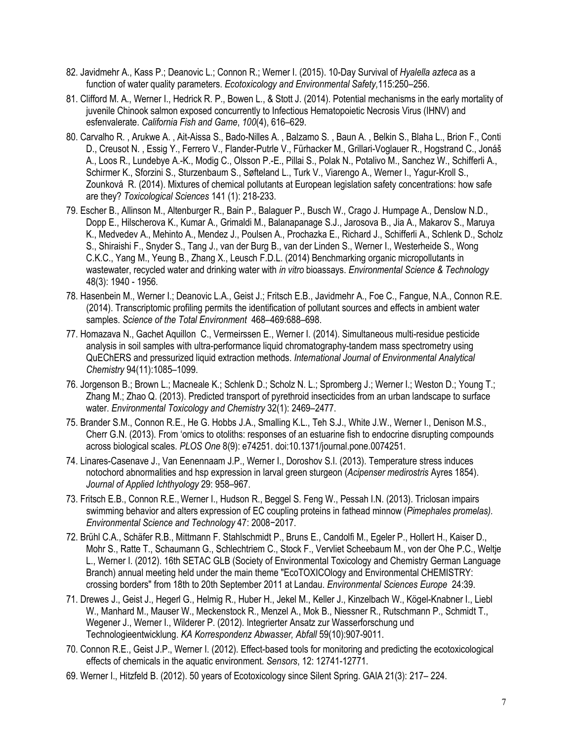82. Javidmehr A., Kass P.; Deanovic L.; Connon R.; Werner I. (2015). 10-Day Survival of *Hyalella azteca* as a function of water quality parameters. *Ecotoxicology and Environmental Safety,*115:250–256.

81. Clifford M. A., Werner I., Hedrick R. P., Bowen L., & Stott J. (2014). Potential mechanisms in the early mortality of juvenile Chinook salmon exposed concurrently to Infectious Hematopoietic Necrosis Virus (IHNV) and esfenvalerate. *California Fish and Game*, *100*(4), 616–629.

80. Carvalho R. , Arukwe A. , Ait-Aissa S., Bado-Nilles A. , Balzamo S. , Baun A. , Belkin S., Blaha L., Brion F., Conti D., Creusot N. , Essig Y., Ferrero V., Flander-Putrle V., Fürhacker M., Grillari-Voglauer R., Hogstrand C., Jonáš A., Loos R., Lundebye A.-K., Modig C., Olsson P.-E., Pillai S., Polak N., Potalivo M., Sanchez W., Schifferli A., Schirmer K., Sforzini S., Sturzenbaum S., Søfteland L., Turk V., Viarengo A., Werner I., Yagur-Kroll S., Zounková R. (2014). Mixtures of chemical pollutants at European legislation safety concentrations: how safe are they? *Toxicological Sciences* 141 (1): 218-233.

79. Escher B., Allinson M., Altenburger R., Bain P., Balaguer P., Busch W., Crago J. Humpage A., Denslow N.D., Dopp E., Hilscherova K., Kumar A., Grimaldi M., Balanapanage S.J., Jarosova B., Jia A., Makarov S., Maruya K., Medvedev A., Mehinto A., Mendez J., Poulsen A., Prochazka E., Richard J., Schifferli A., Schlenk D., Scholz S., Shiraishi F., Snyder S., Tang J., van der Burg B., van der Linden S., Werner I., Westerheide S., Wong C.K.C., Yang M., Yeung B., Zhang X., Leusch F.D.L. (2014) Benchmarking organic micropollutants in wastewater, recycled water and drinking water with *in vitro* bioassays. *Environmental Science & Technology* 48(3): 1940 - 1956.

78. Hasenbein M., Werner I.; Deanovic L.A., Geist J.; Fritsch E.B., Javidmehr A., Foe C., Fangue, N.A., Connon R.E. (2014). Transcriptomic profiling permits the identification of pollutant sources and effects in ambient water samples. *Science of the Total Environment* 468–469:688–698.

77. Homazava N., Gachet Aquillon C., Vermeirssen E., Werner I. (2014). Simultaneous multi-residue pesticide analysis in soil samples with ultra-performance liquid chromatography-tandem mass spectrometry using QuEChERS and pressurized liquid extraction methods. *International Journal of Environmental Analytical Chemistry* 94(11):1085–1099.

76. Jorgenson B.; Brown L.; Macneale K.; Schlenk D.; Scholz N. L.; Spromberg J.; Werner I.; Weston D.; Young T.; Zhang M.; Zhao Q. (2013). Predicted transport of pyrethroid insecticides from an urban landscape to surface water. *Environmental Toxicology and Chemistry* 32(1): 2469–2477.

75. Brander S.M., Connon R.E., He G. Hobbs J.A., Smalling K.L., Teh S.J., White J.W., Werner I., Denison M.S., Cherr G.N. (2013). From 'omics to otoliths: responses of an estuarine fish to endocrine disrupting compounds across biological scales. *PLOS One* 8(9): e74251. doi:10.1371/journal.pone.0074251.

74. Linares-Casenave J., Van Eenennaam J.P., Werner I., Doroshov S.I. (2013). Temperature stress induces notochord abnormalities and hsp expression in larval green sturgeon (*Acipenser medirostris* Ayres 1854). *Journal of Applied Ichthyology* 29: 958–967.

73. Fritsch E.B., Connon R.E., Werner I., Hudson R., Beggel S. Feng W., Pessah I.N. (2013). Triclosan impairs swimming behavior and alters expression of EC coupling proteins in fathead minnow (*Pimephales promelas). Environmental Science and Technology* 47: 2008−2017.

72. Brühl C.A., Schäfer R.B., Mittmann F. Stahlschmidt P., Bruns E., Candolfi M., Egeler P., Hollert H., Kaiser D., Mohr S., Ratte T., Schaumann G., Schlechtriem C., Stock F., Vervliet Scheebaum M., von der Ohe P.C., Weltje L., Werner I. (2012). 16th SETAC GLB (Society of Environmental Toxicology and Chemistry German Language Branch) annual meeting held under the main theme "EcoTOXICOlogy and Environmental CHEMISTRY: crossing borders" from 18th to 20th September 2011 at Landau. *Environmental Sciences Europe* 24:39.

71. Drewes J., Geist J., Hegerl G., Helmig R., Huber H., Jekel M., Keller J., Kinzelbach W., Kögel-Knabner I., Liebl W., Manhard M., Mauser W., Meckenstock R., Menzel A., Mok B., Niessner R., Rutschmann P., Schmidt T., Wegener J., Werner I., Wilderer P. (2012). Integrierter Ansatz zur Wasserforschung und Technologieentwicklung. *KA Korrespondenz Abwasser, Abfall* 59(10):907-9011.

70. Connon R.E., Geist J.P., Werner I. (2012). Effect-based tools for monitoring and predicting the ecotoxicological effects of chemicals in the aquatic environment. *Sensors*, 12: 12741-12771.

69. Werner I., Hitzfeld B. (2012). 50 years of Ecotoxicology since Silent Spring. GAIA 21(3): 217– 224.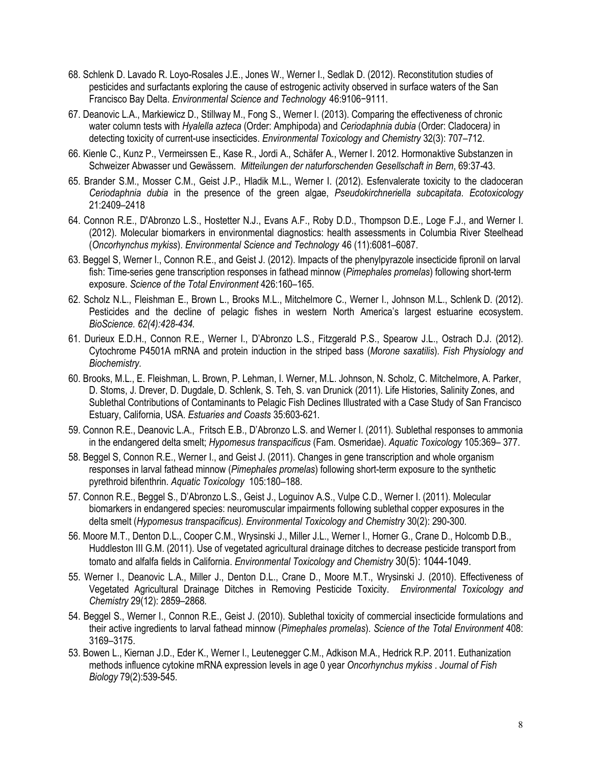68. Schlenk D. Lavado R. Loyo-Rosales J.E., Jones W., Werner I., Sedlak D. (2012). Reconstitution studies of pesticides and surfactants exploring the cause of estrogenic activity observed in surface waters of the San Francisco Bay Delta. *Environmental Science and Technology* 46:9106−9111.

67. Deanovic L.A., Markiewicz D., Stillway M., Fong S., Werner I. (2013). Comparing the effectiveness of chronic water column tests with *Hyalella azteca* (Order: Amphipoda) and *Ceriodaphnia dubia* (Order: Cladocera*)* in detecting toxicity of current-use insecticides. *Environmental Toxicology and Chemistry* 32(3): 707–712.

66. Kienle C., Kunz P., Vermeirssen E., Kase R., Jordi A., Schäfer A., Werner I. 2012. Hormonaktive Substanzen in Schweizer Abwasser und Gewässern. *Mitteilungen der naturforschenden Gesellschaft in Bern*, 69:37-43.

65. Brander S.M., Mosser C.M., Geist J.P., Hladik M.L., Werner I. (2012). Esfenvalerate toxicity to the cladoceran *Ceriodaphnia dubia* in the presence of the green algae, *Pseudokirchneriella subcapitata*. *Ecotoxicology* 21:2409–2418

64. Connon R.E., D'Abronzo L.S., Hostetter N.J., Evans A.F., Roby D.D., Thompson D.E., Loge F.J., and Werner I. (2012). Molecular biomarkers in environmental diagnostics: health assessments in Columbia River Steelhead (*Oncorhynchus mykiss*). *Environmental Science and Technology* 46 (11):6081–6087.

63. Beggel S, Werner I., Connon R.E., and Geist J. (2012). Impacts of the phenylpyrazole insecticide fipronil on larval fish: Time-series gene transcription responses in fathead minnow (*Pimephales promelas*) following short-term exposure. *Science of the Total Environment* 426:160–165.

62. Scholz N.L., Fleishman E., Brown L., Brooks M.L., Mitchelmore C., Werner I., Johnson M.L., Schlenk D. (2012). Pesticides and the decline of pelagic fishes in western North America's largest estuarine ecosystem. *BioScience. 62(4):428-434.*

61. Durieux E.D.H., Connon R.E., Werner I., D'Abronzo L.S., Fitzgerald P.S., Spearow J.L., Ostrach D.J. (2012). Cytochrome P4501A mRNA and protein induction in the striped bass (*Morone saxatilis*). *Fish Physiology and Biochemistry*.

60. Brooks, M.L., E. Fleishman, L. Brown, P. Lehman, I. Werner, M.L. Johnson, N. Scholz, C. Mitchelmore, A. Parker, D. Stoms, J. Drever, D. Dugdale, D. Schlenk, S. Teh, S. van Drunick (2011). Life Histories, Salinity Zones, and Sublethal Contributions of Contaminants to Pelagic Fish Declines Illustrated with a Case Study of San Francisco Estuary, California, USA. *Estuaries and Coasts* 35:603-621.

59. Connon R.E., Deanovic L.A., Fritsch E.B., D'Abronzo L.S. and Werner I. (2011). Sublethal responses to ammonia in the endangered delta smelt; *Hypomesus transpacificus* (Fam. Osmeridae). *Aquatic Toxicology* 105:369– 377.

58. Beggel S, Connon R.E., Werner I., and Geist J. (2011). Changes in gene transcription and whole organism responses in larval fathead minnow (*Pimephales promelas*) following short-term exposure to the synthetic pyrethroid bifenthrin. *Aquatic Toxicology* 105:180–188.

57. Connon R.E., Beggel S., D'Abronzo L.S., Geist J., Loguinov A.S., Vulpe C.D., Werner I. (2011). Molecular biomarkers in endangered species: neuromuscular impairments following sublethal copper exposures in the delta smelt (*Hypomesus transpacificus). Environmental Toxicology and Chemistry* 30(2): 290-300.

56. Moore M.T., Denton D.L., Cooper C.M., Wrysinski J., Miller J.L., Werner I., Horner G., Crane D., Holcomb D.B., Huddleston III G.M. (2011). Use of vegetated agricultural drainage ditches to decrease pesticide transport from tomato and alfalfa fields in California. *Environmental Toxicology and Chemistry* 30(5): 1044-1049.

55. Werner I., Deanovic L.A., Miller J., Denton D.L., Crane D., Moore M.T., Wrysinski J. (2010). Effectiveness of Vegetated Agricultural Drainage Ditches in Removing Pesticide Toxicity. *Environmental Toxicology and Chemistry* 29(12): 2859–2868*.*

54. Beggel S., Werner I., Connon R.E., Geist J. (2010). Sublethal toxicity of commercial insecticide formulations and their active ingredients to larval fathead minnow (*Pimephales promelas*). *Science of the Total Environment* 408: 3169–3175.

53. Bowen L., Kiernan J.D., Eder K., Werner I., Leutenegger C.M., Adkison M.A., Hedrick R.P. 2011. Euthanization methods influence cytokine mRNA expression levels in age 0 year *Oncorhynchus mykiss* . *Journal of Fish Biology* 79(2):539-545.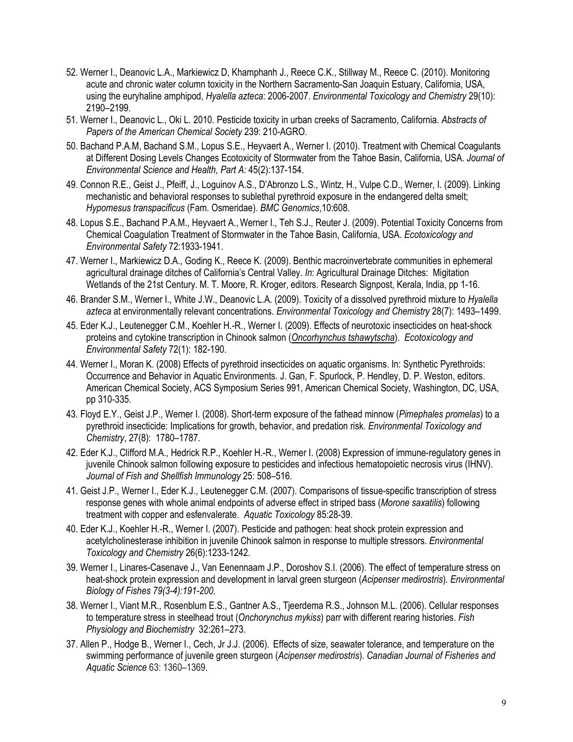52. Werner I., Deanovic L.A., Markiewicz D, Khamphanh J., Reece C.K., Stillway M., Reece C. (2010). Monitoring acute and chronic water column toxicity in the Northern Sacramento-San Joaquin Estuary, California, USA, using the euryhaline amphipod, *Hyalella azteca*: 2006-2007. *Environmental Toxicology and Chemistry* 29(10): 2190–2199.

51. Werner I., Deanovic L., Oki L. 2010. Pesticide toxicity in urban creeks of Sacramento, California. *Abstracts of Papers of the American Chemical Society* 239: 210-AGRO.

50. Bachand P.A.M, Bachand S.M., Lopus S.E., Heyvaert A., Werner I. (2010). Treatment with Chemical Coagulants at Different Dosing Levels Changes Ecotoxicity of Stormwater from the Tahoe Basin, California, USA. *Journal of Environmental Science and Health, Part A:* 45(2):137-154.

49. Connon R.E., Geist J., Pfeiff, J., Loguinov A.S., D'Abronzo L.S., Wintz, H., Vulpe C.D., Werner, I. (2009). Linking mechanistic and behavioral responses to sublethal pyrethroid exposure in the endangered delta smelt; *Hypomesus transpacificus* (Fam. Osmeridae). *BMC Genomics*,10:608.

48. Lopus S.E., Bachand P.A.M., Heyvaert A., Werner I., Teh S.J., Reuter J. (2009). Potential Toxicity Concerns from Chemical Coagulation Treatment of Stormwater in the Tahoe Basin, California, USA. *Ecotoxicology and Environmental Safety* 72:1933-1941.

47. Werner I., Markiewicz D.A., Goding K., Reece K. (2009). Benthic macroinvertebrate communities in ephemeral agricultural drainage ditches of California's Central Valley. *In*: Agricultural Drainage Ditches: Migitation Wetlands of the 21st Century. M. T. Moore, R. Kroger, editors. Research Signpost, Kerala, India, pp 1-16.

46. Brander S.M., Werner I., White J.W., Deanovic L.A. (2009). Toxicity of a dissolved pyrethroid mixture to *Hyalella azteca* at environmentally relevant concentrations. *Environmental Toxicology and Chemistry* 28(7): 1493–1499.

45. Eder K.J., Leutenegger C.M., Koehler H.-R., Werner I. (2009). Effects of neurotoxic insecticides on heat-shock proteins and cytokine transcription in Chinook salmon (*Oncorhynchus tshawytscha*). *Ecotoxicology and Environmental Safety* 72(1): 182-190.

44. Werner I., Moran K. (2008) Effects of pyrethroid insecticides on aquatic organisms. In: Synthetic Pyrethroids: Occurrence and Behavior in Aquatic Environments. J. Gan, F. Spurlock, P. Hendley, D. P. Weston, editors. American Chemical Society, ACS Symposium Series 991, American Chemical Society, Washington, DC, USA, pp 310-335.

43. Floyd E.Y., Geist J.P., Werner I. (2008). Short-term exposure of the fathead minnow (*Pimephales promelas*) to a pyrethroid insecticide: Implications for growth, behavior, and predation risk. *Environmental Toxicology and Chemistry*, 27(8): 1780–1787.

42. Eder K.J., Clifford M.A., Hedrick R.P., Koehler H.-R., Werner I. (2008) Expression of immune-regulatory genes in juvenile Chinook salmon following exposure to pesticides and infectious hematopoietic necrosis virus (IHNV). *Journal of Fish and Shellfish Immunology* 25: 508–516.

41. Geist J.P., Werner I., Eder K.J., Leutenegger C.M. (2007). Comparisons of tissue-specific transcription of stress response genes with whole animal endpoints of adverse effect in striped bass (*Morone saxatilis*) following treatment with copper and esfenvalerate. *Aquatic Toxicology* 85:28-39.

40. Eder K.J., Koehler H.-R., Werner I. (2007). Pesticide and pathogen: heat shock protein expression and acetylcholinesterase inhibition in juvenile Chinook salmon in response to multiple stressors. *Environmental Toxicology and Chemistry* 26(6):1233-1242.

39. Werner I., Linares-Casenave J., Van Eenennaam J.P., Doroshov S.I. (2006). The effect of temperature stress on heat-shock protein expression and development in larval green sturgeon (*Acipenser medirostris*). *Environmental Biology of Fishes 79(3-4):191-200.*

38. Werner I., Viant M.R., Rosenblum E.S., Gantner A.S., Tjeerdema R.S., Johnson M.L. (2006). Cellular responses to temperature stress in steelhead trout (*Onchorynchus mykiss*) parr with different rearing histories. *Fish Physiology and Biochemistry* 32:261–273.

37. Allen P., Hodge B., Werner I., Cech, Jr J.J. (2006). Effects of size, seawater tolerance, and temperature on the swimming performance of juvenile green sturgeon (*Acipenser medirostris*). *Canadian Journal of Fisheries and Aquatic Science* 63: 1360–1369.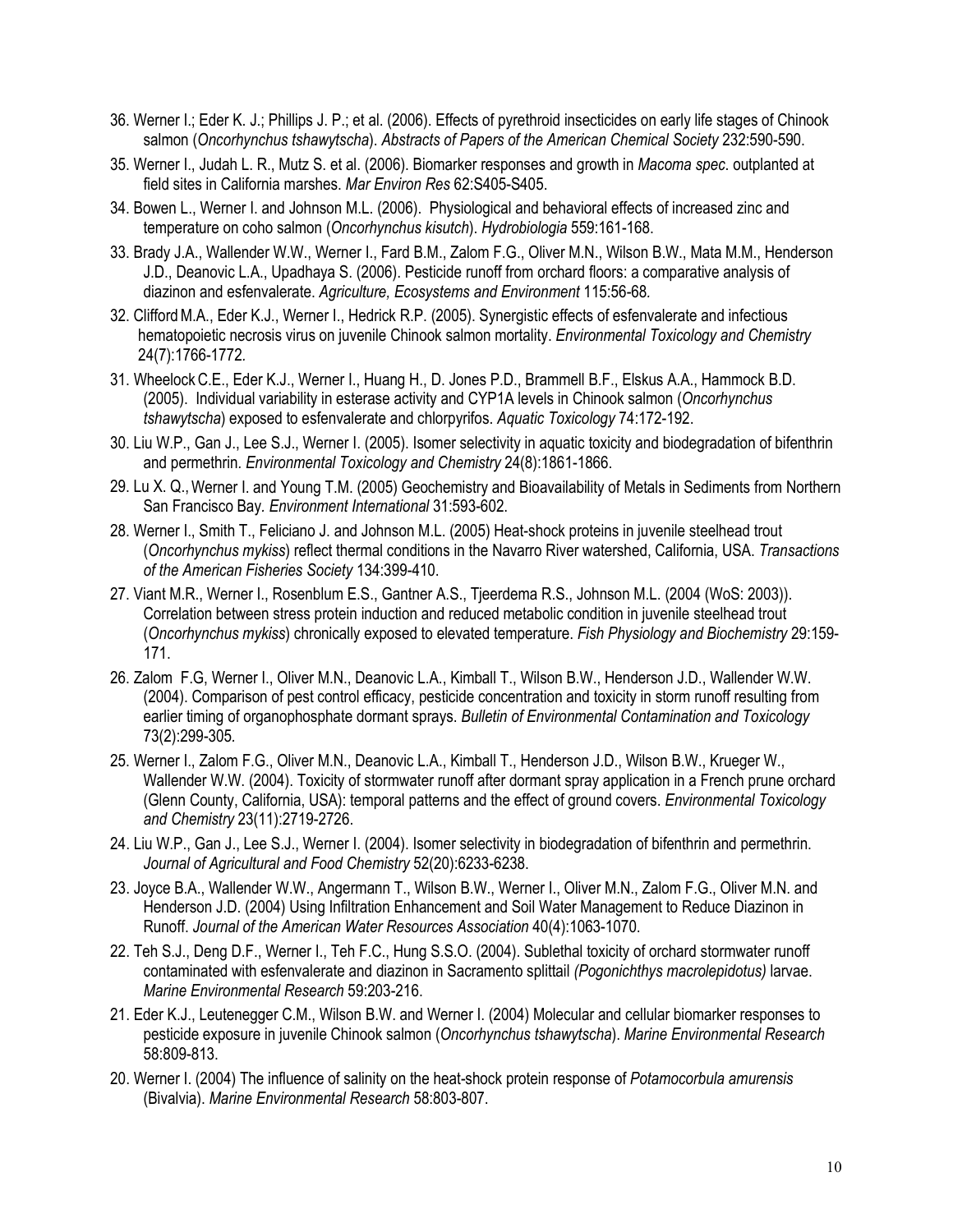36. Werner I.; Eder K. J.; Phillips J. P.; et al. (2006). Effects of pyrethroid insecticides on early life stages of Chinook salmon (*Oncorhynchus tshawytscha*). *Abstracts of Papers of the American Chemical Society* 232:590-590.

35. Werner I., Judah L. R., Mutz S. et al. (2006). Biomarker responses and growth in *Macoma spec*. outplanted at field sites in California marshes. *Mar Environ Res* 62:S405-S405.

34. Bowen L., Werner I. and Johnson M.L. (2006). Physiological and behavioral effects of increased zinc and temperature on coho salmon (*Oncorhynchus kisutch*). *Hydrobiologia* 559:161-168.

33. Brady J.A., Wallender W.W., Werner I., Fard B.M., Zalom F.G., Oliver M.N., Wilson B.W., Mata M.M., Henderson J.D., Deanovic L.A., Upadhaya S. (2006). Pesticide runoff from orchard floors: a comparative analysis of diazinon and esfenvalerate. *Agriculture, Ecosystems and Environment* 115:56-68.

32. Clifford M.A., Eder K.J., Werner I., Hedrick R.P. (2005). Synergistic effects of esfenvalerate and infectious hematopoietic necrosis virus on juvenile Chinook salmon mortality. *Environmental Toxicology and Chemistry* 24(7):1766-1772.

31. Wheelock C.E., Eder K.J., Werner I., Huang H., D. Jones P.D., Brammell B.F., Elskus A.A., Hammock B.D. (2005). Individual variability in esterase activity and CYP1A levels in Chinook salmon (*Oncorhynchus tshawytscha*) exposed to esfenvalerate and chlorpyrifos. *Aquatic Toxicology* 74:172-192.

30. Liu W.P., Gan J., Lee S.J., Werner I. (2005). Isomer selectivity in aquatic toxicity and biodegradation of bifenthrin and permethrin. *Environmental Toxicology and Chemistry* 24(8):1861-1866.

29. Lu X. Q., Werner I. and Young T.M. (2005) Geochemistry and Bioavailability of Metals in Sediments from Northern San Francisco Bay. *Environment International* 31:593-602.

28. Werner I., Smith T., Feliciano J. and Johnson M.L. (2005) Heat-shock proteins in juvenile steelhead trout (*Oncorhynchus mykiss*) reflect thermal conditions in the Navarro River watershed, California, USA. *Transactions of the American Fisheries Society* 134:399-410.

27. Viant M.R., Werner I., Rosenblum E.S., Gantner A.S., Tjeerdema R.S., Johnson M.L. (2004 (WoS: 2003)). Correlation between stress protein induction and reduced metabolic condition in juvenile steelhead trout (*Oncorhynchus mykiss*) chronically exposed to elevated temperature. *Fish Physiology and Biochemistry* 29:159-171.

26. Zalom F.G, Werner I., Oliver M.N., Deanovic L.A., Kimball T., Wilson B.W., Henderson J.D., Wallender W.W. (2004). Comparison of pest control efficacy, pesticide concentration and toxicity in storm runoff resulting from earlier timing of organophosphate dormant sprays. *Bulletin of Environmental Contamination and Toxicology* 73(2):299-305.

25. Werner I., Zalom F.G., Oliver M.N., Deanovic L.A., Kimball T., Henderson J.D., Wilson B.W., Krueger W., Wallender W.W. (2004). Toxicity of stormwater runoff after dormant spray application in a French prune orchard (Glenn County, California, USA): temporal patterns and the effect of ground covers. *Environmental Toxicology and Chemistry* 23(11):2719-2726.

24. Liu W.P., Gan J., Lee S.J., Werner I. (2004). Isomer selectivity in biodegradation of bifenthrin and permethrin. *Journal of Agricultural and Food Chemistry* 52(20):6233-6238.

23. Joyce B.A., Wallender W.W., Angermann T., Wilson B.W., Werner I., Oliver M.N., Zalom F.G., Oliver M.N. and Henderson J.D. (2004) Using Infiltration Enhancement and Soil Water Management to Reduce Diazinon in Runoff. *Journal of the American Water Resources Association* 40(4):1063-1070.

22. Teh S.J., Deng D.F., Werner I., Teh F.C., Hung S.S.O. (2004). Sublethal toxicity of orchard stormwater runoff contaminated with esfenvalerate and diazinon in Sacramento splittail *(Pogonichthys macrolepidotus)* larvae. *Marine Environmental Research* 59:203-216.

21. Eder K.J., Leutenegger C.M., Wilson B.W. and Werner I. (2004) Molecular and cellular biomarker responses to pesticide exposure in juvenile Chinook salmon (*Oncorhynchus tshawytscha*). *Marine Environmental Research* 58:809-813.

20. Werner I. (2004) The influence of salinity on the heat-shock protein response of *Potamocorbula amurensis* (Bivalvia). *Marine Environmental Research* 58:803-807.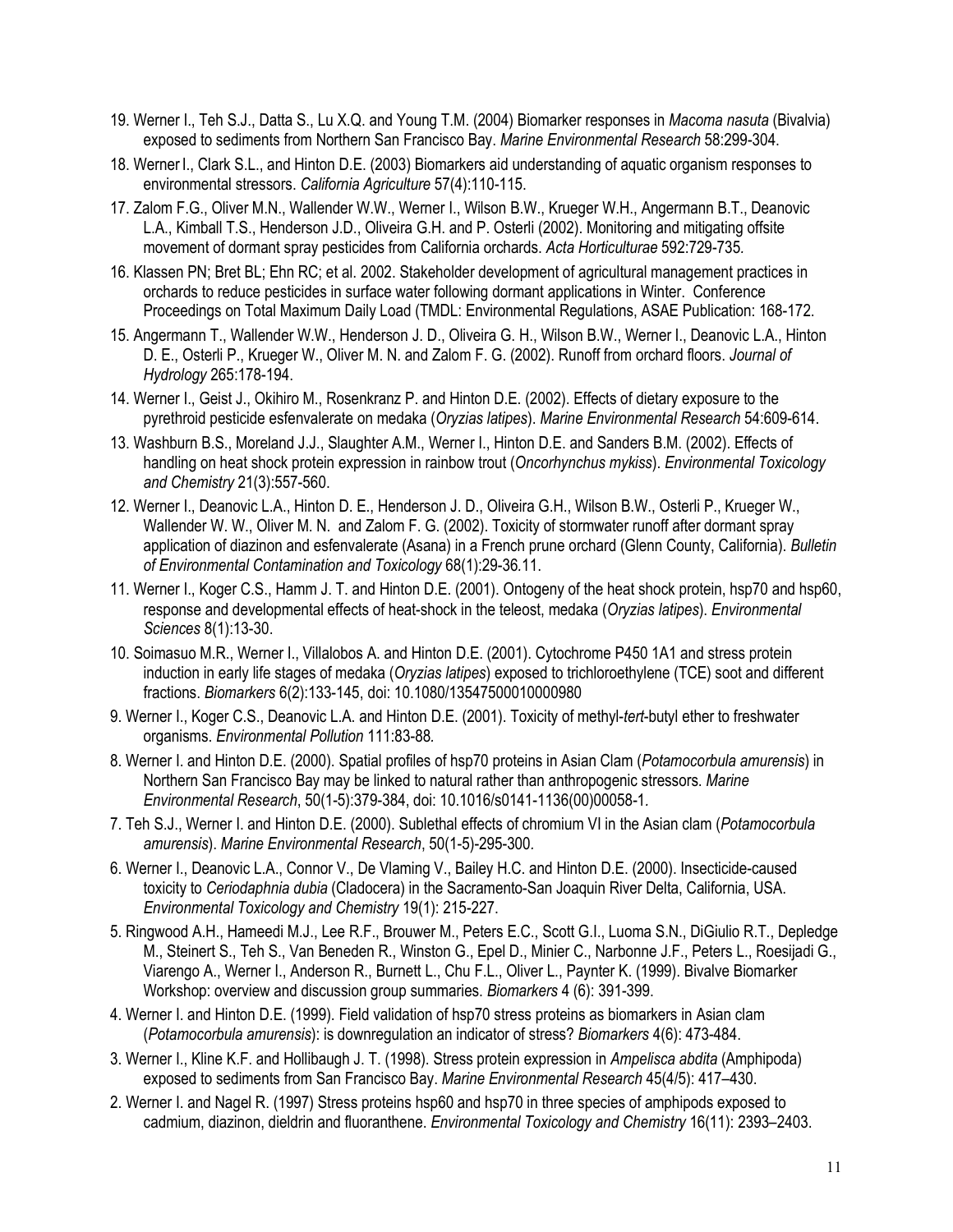19. Werner I., Teh S.J., Datta S., Lu X.Q. and Young T.M. (2004) Biomarker responses in *Macoma nasuta* (Bivalvia) exposed to sediments from Northern San Francisco Bay. *Marine Environmental Research* 58:299-304.

18. Werner I., Clark S.L., and Hinton D.E. (2003) Biomarkers aid understanding of aquatic organism responses to environmental stressors. *California Agriculture* 57(4):110-115.

17. Zalom F.G., Oliver M.N., Wallender W.W., Werner I., Wilson B.W., Krueger W.H., Angermann B.T., Deanovic L.A., Kimball T.S., Henderson J.D., Oliveira G.H. and P. Osterli (2002). Monitoring and mitigating offsite movement of dormant spray pesticides from California orchards. *Acta Horticulturae* 592:729-735*.*

16. Klassen PN; Bret BL; Ehn RC; et al. 2002. Stakeholder development of agricultural management practices in orchards to reduce pesticides in surface water following dormant applications in Winter. Conference Proceedings on Total Maximum Daily Load (TMDL: Environmental Regulations, ASAE Publication: 168-172.

15. Angermann T., Wallender W.W., Henderson J. D., Oliveira G. H., Wilson B.W., Werner I., Deanovic L.A., Hinton D. E., Osterli P., Krueger W., Oliver M. N. and Zalom F. G. (2002). Runoff from orchard floors. *Journal of Hydrology* 265:178-194.

14. Werner I., Geist J., Okihiro M., Rosenkranz P. and Hinton D.E. (2002). Effects of dietary exposure to the pyrethroid pesticide esfenvalerate on medaka (*Oryzias latipes*). *Marine Environmental Research* 54:609-614.

13. Washburn B.S., Moreland J.J., Slaughter A.M., Werner I., Hinton D.E. and Sanders B.M. (2002). Effects of handling on heat shock protein expression in rainbow trout (*Oncorhynchus mykiss*). *Environmental Toxicology and Chemistry* 21(3):557-560.

12. Werner I., Deanovic L.A., Hinton D. E., Henderson J. D., Oliveira G.H., Wilson B.W., Osterli P., Krueger W., Wallender W. W., Oliver M. N. and Zalom F. G. (2002). Toxicity of stormwater runoff after dormant spray application of diazinon and esfenvalerate (Asana) in a French prune orchard (Glenn County, California). *Bulletin of Environmental Contamination and Toxicology* 68(1):29-36*.*11.

11. Werner I., Koger C.S., Hamm J. T. and Hinton D.E. (2001). Ontogeny of the heat shock protein, hsp70 and hsp60, response and developmental effects of heat-shock in the teleost, medaka (*Oryzias latipes*). *Environmental Sciences* 8(1):13-30.

10. Soimasuo M.R., Werner I., Villalobos A. and Hinton D.E. (2001). Cytochrome P450 1A1 and stress protein induction in early life stages of medaka (*Oryzias latipes*) exposed to trichloroethylene (TCE) soot and different fractions. *Biomarkers* 6(2):133-145, doi: 10.1080/13547500010000980

9. Werner I., Koger C.S., Deanovic L.A. and Hinton D.E. (2001). Toxicity of methyl-*tert*-butyl ether to freshwater organisms. *Environmental Pollution* 111:83-88*.*

8. Werner I. and Hinton D.E. (2000). Spatial profiles of hsp70 proteins in Asian Clam (*Potamocorbula amurensis*) in Northern San Francisco Bay may be linked to natural rather than anthropogenic stressors. *Marine Environmental Research*, 50(1-5):379-384, doi: 10.1016/s0141-1136(00)00058-1.

7. Teh S.J., Werner I. and Hinton D.E. (2000). Sublethal effects of chromium VI in the Asian clam (*Potamocorbula amurensis*). *Marine Environmental Research*, 50(1-5)-295-300*.*

6. Werner I., Deanovic L.A., Connor V., De Vlaming V., Bailey H.C. and Hinton D.E. (2000). Insecticide-caused toxicity to *Ceriodaphnia dubia* (Cladocera) in the Sacramento-San Joaquin River Delta, California, USA. *Environmental Toxicology and Chemistry* 19(1): 215-227.

5. Ringwood A.H., Hameedi M.J., Lee R.F., Brouwer M., Peters E.C., Scott G.I., Luoma S.N., DiGiulio R.T., Depledge M., Steinert S., Teh S., Van Beneden R., Winston G., Epel D., Minier C., Narbonne J.F., Peters L., Roesijadi G., Viarengo A., Werner I., Anderson R., Burnett L., Chu F.L., Oliver L., Paynter K. (1999). Bivalve Biomarker Workshop: overview and discussion group summaries. *Biomarkers* 4 (6): 391-399.

4. Werner I. and Hinton D.E. (1999). Field validation of hsp70 stress proteins as biomarkers in Asian clam (*Potamocorbula amurensis*): is downregulation an indicator of stress? *Biomarkers* 4(6): 473-484.

3. Werner I., Kline K.F. and Hollibaugh J. T. (1998). Stress protein expression in *Ampelisca abdita* (Amphipoda) exposed to sediments from San Francisco Bay. *Marine Environmental Research* 45(4/5): 417–430.

2. Werner I. and Nagel R. (1997) Stress proteins hsp60 and hsp70 in three species of amphipods exposed to cadmium, diazinon, dieldrin and fluoranthene. *Environmental Toxicology and Chemistry* 16(11): 2393–2403.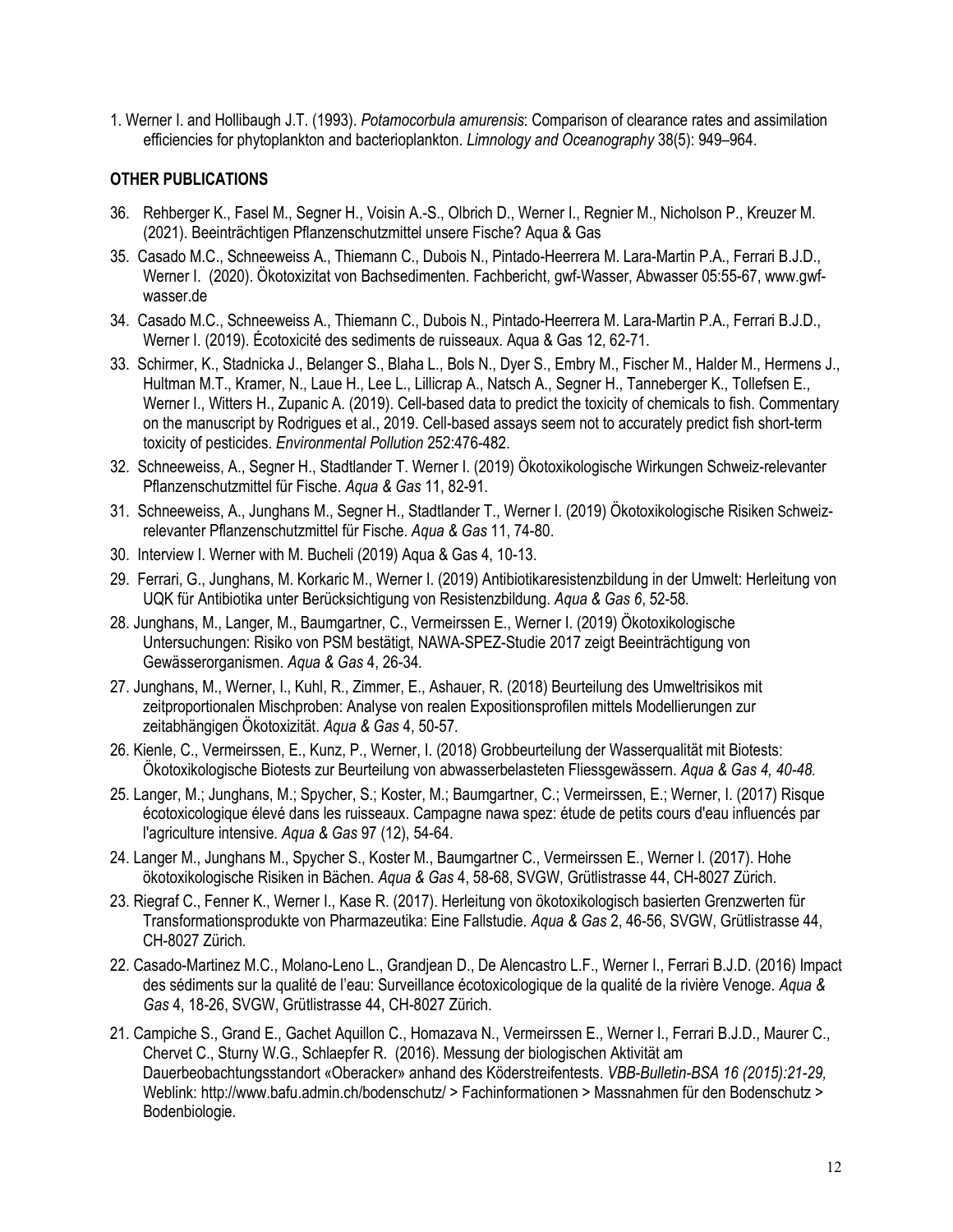1. Werner I. and Hollibaugh J.T. (1993). *Potamocorbula amurensis*: Comparison of clearance rates and assimilation efficiencies for phytoplankton and bacterioplankton. *Limnology and Oceanography* 38(5): 949–964.

## OTHER PUBLICATIONS

36. Rehberger K., Fasel M., Segner H., Voisin A.-S., Olbrich D., Werner I., Regnier M., Nicholson P., Kreuzer M. (2021). Beeinträchtigen Pflanzenschutzmittel unsere Fische? Aqua & Gas

35. Casado M.C., Schneeweiss A., Thiemann C., Dubois N., Pintado-Heerrera M. Lara-Martin P.A., Ferrari B.J.D., Werner I. (2020). Ökotoxizitat von Bachsedimenten. Fachbericht, gwf-Wasser, Abwasser 05:55-67, www.gwf-wasser.de

34. Casado M.C., Schneeweiss A., Thiemann C., Dubois N., Pintado-Heerrera M. Lara-Martin P.A., Ferrari B.J.D., Werner I. (2019). Écotoxicité des sediments de ruisseaux. Aqua & Gas 12, 62-71.

33. Schirmer, K., Stadnicka J., Belanger S., Blaha L., Bols N., Dyer S., Embry M., Fischer M., Halder M., Hermens J., Hultman M.T., Kramer, N., Laue H., Lee L., Lillicrap A., Natsch A., Segner H., Tanneberger K., Tollefsen E., Werner I., Witters H., Zupanic A. (2019). Cell-based data to predict the toxicity of chemicals to fish. Commentary on the manuscript by Rodrigues et al., 2019. Cell-based assays seem not to accurately predict fish short-term toxicity of pesticides. *Environmental Pollution* 252:476-482.

32. Schneeweiss, A., Segner H., Stadtlander T. Werner I. (2019) Ökotoxikologische Wirkungen Schweiz-relevanter Pflanzenschutzmittel für Fische. *Aqua & Gas* 11, 82-91.

31. Schneeweiss, A., Junghans M., Segner H., Stadtlander T., Werner I. (2019) Ökotoxikologische Risiken Schweiz-relevanter Pflanzenschutzmittel für Fische. *Aqua & Gas* 11, 74-80.

30. Interview I. Werner with M. Bucheli (2019) Aqua & Gas 4, 10-13.

29. Ferrari, G., Junghans, M. Korkaric M., Werner I. (2019) Antibiotikaresistenzbildung in der Umwelt: Herleitung von UQK für Antibiotika unter Berücksichtigung von Resistenzbildung. *Aqua & Gas 6*, 52-58.

28. Junghans, M., Langer, M., Baumgartner, C., Vermeirssen E., Werner I. (2019) Ökotoxikologische Untersuchungen: Risiko von PSM bestätigt, NAWA-SPEZ-Studie 2017 zeigt Beeinträchtigung von Gewässerorganismen. *Aqua & Gas* 4, 26-34.

27. Junghans, M., Werner, I., Kuhl, R., Zimmer, E., Ashauer, R. (2018) Beurteilung des Umweltrisikos mit zeitproportionalen Mischproben: Analyse von realen Expositionsprofilen mittels Modellierungen zur zeitabhängigen Ökotoxizität. *Aqua & Gas* 4, 50-57.

26. Kienle, C., Vermeirssen, E., Kunz, P., Werner, I. (2018) Grobbeurteilung der Wasserqualität mit Biotests: Ökotoxikologische Biotests zur Beurteilung von abwasserbelasteten Fliessgewässern. *Aqua & Gas 4, 40-48.*

25. Langer, M.; Junghans, M.; Spycher, S.; Koster, M.; Baumgartner, C.; Vermeirssen, E.; Werner, I. (2017) Risque écotoxicologique élevé dans les ruisseaux. Campagne nawa spez: étude de petits cours d'eau influencés par l'agriculture intensive. *Aqua & Gas* 97 (12), 54-64.

24. Langer M., Junghans M., Spycher S., Koster M., Baumgartner C., Vermeirssen E., Werner I. (2017). Hohe ökotoxikologische Risiken in Bächen. *Aqua & Gas* 4, 58-68, SVGW, Grütlistrasse 44, CH-8027 Zürich.

23. Riegraf C., Fenner K., Werner I., Kase R. (2017). Herleitung von ökotoxikologisch basierten Grenzwerten für Transformationsprodukte von Pharmazeutika: Eine Fallstudie. *Aqua & Gas* 2, 46-56, SVGW, Grütlistrasse 44, CH-8027 Zürich.

22. Casado-Martinez M.C., Molano-Leno L., Grandjean D., De Alencastro L.F., Werner I., Ferrari B.J.D. (2016) Impact des sédiments sur la qualité de l'eau: Surveillance écotoxicologique de la qualité de la rivière Venoge. *Aqua & Gas* 4, 18-26, SVGW, Grütlistrasse 44, CH-8027 Zürich.

21. Campiche S., Grand E., Gachet Aquillon C., Homazava N., Vermeirssen E., Werner I., Ferrari B.J.D., Maurer C., Chervet C., Sturny W.G., Schlaepfer R. (2016). Messung der biologischen Aktivität am Dauerbeobachtungsstandort «Oberacker» anhand des Köderstreifentests. *VBB-Bulletin-BSA 16 (2015):21-29,* Weblink: http://www.bafu.admin.ch/bodenschutz/ > Fachinformationen > Massnahmen für den Bodenschutz > Bodenbiologie.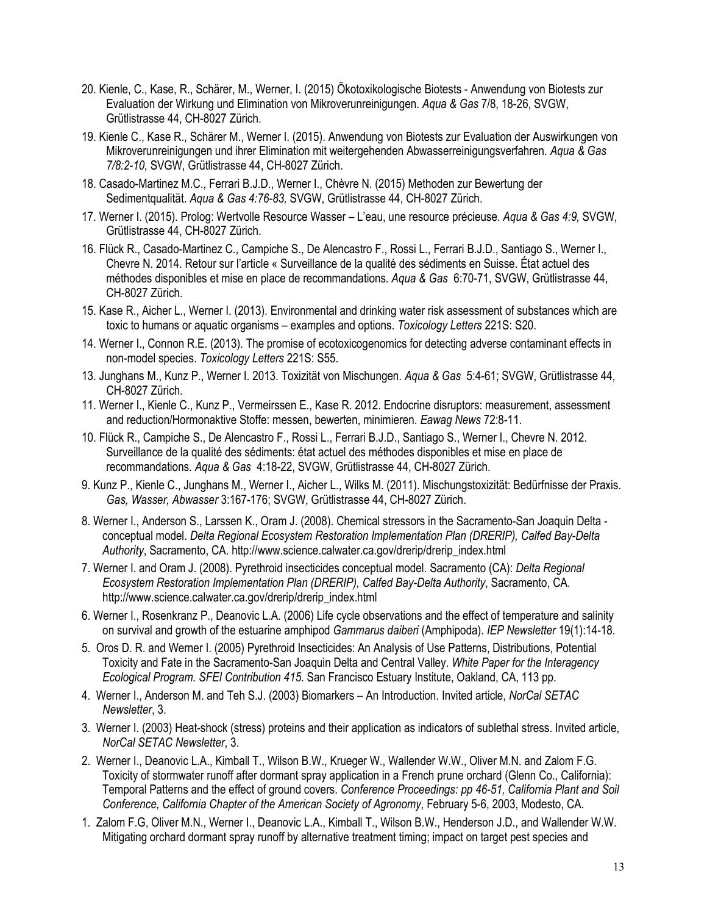20. Kienle, C., Kase, R., Schärer, M., Werner, I. (2015) Ökotoxikologische Biotests - Anwendung von Biotests zur Evaluation der Wirkung und Elimination von Mikroverunreinigungen. *Aqua & Gas* 7/8, 18-26, SVGW, Grütlistrasse 44, CH-8027 Zürich.

19. Kienle C., Kase R., Schärer M., Werner I. (2015). Anwendung von Biotests zur Evaluation der Auswirkungen von Mikroverunreinigungen und ihrer Elimination mit weitergehenden Abwasserreinigungsverfahren. *Aqua & Gas 7/8:2-10,* SVGW, Grütlistrasse 44, CH-8027 Zürich.

18. Casado-Martinez M.C., Ferrari B.J.D., Werner I., Chèvre N. (2015) Methoden zur Bewertung der Sedimentqualität. *Aqua & Gas 4:76-83,* SVGW, Grütlistrasse 44, CH-8027 Zürich.

17. Werner I. (2015). Prolog: Wertvolle Resource Wasser – L'eau, une resource précieuse. *Aqua & Gas 4:9,* SVGW, Grütlistrasse 44, CH-8027 Zürich.

16. Flück R., Casado-Martinez C., Campiche S., De Alencastro F., Rossi L., Ferrari B.J.D., Santiago S., Werner I., Chevre N. 2014. Retour sur l'article « Surveillance de la qualité des sédiments en Suisse. État actuel des méthodes disponibles et mise en place de recommandations. *Aqua & Gas* 6:70-71, SVGW, Grütlistrasse 44, CH-8027 Zürich.

15. Kase R., Aicher L., Werner I. (2013). Environmental and drinking water risk assessment of substances which are toxic to humans or aquatic organisms – examples and options. *Toxicology Letters* 221S: S20.

14. Werner I., Connon R.E. (2013). The promise of ecotoxicogenomics for detecting adverse contaminant effects in non-model species. *Toxicology Letters* 221S: S55.

13. Junghans M., Kunz P., Werner I. 2013. Toxizität von Mischungen. *Aqua & Gas* 5:4-61; SVGW, Grütlistrasse 44, CH-8027 Zürich.

11. Werner I., Kienle C., Kunz P., Vermeirssen E., Kase R. 2012. Endocrine disruptors: measurement, assessment and reduction/Hormonaktive Stoffe: messen, bewerten, minimieren. *Eawag News* 72:8-11.

10. Flück R., Campiche S., De Alencastro F., Rossi L., Ferrari B.J.D., Santiago S., Werner I., Chevre N. 2012. Surveillance de la qualité des sédiments: état actuel des méthodes disponibles et mise en place de recommandations. *Aqua & Gas* 4:18-22, SVGW, Grütlistrasse 44, CH-8027 Zürich.

9. Kunz P., Kienle C., Junghans M., Werner I., Aicher L., Wilks M. (2011). Mischungstoxizität: Bedürfnisse der Praxis. *Gas, Wasser, Abwasser* 3:167-176; SVGW, Grütlistrasse 44, CH-8027 Zürich.

8. Werner I., Anderson S., Larssen K., Oram J. (2008). Chemical stressors in the Sacramento-San Joaquin Delta - conceptual model. *Delta Regional Ecosystem Restoration Implementation Plan (DRERIP), Calfed Bay-Delta Authority*, Sacramento, CA. http://www.science.calwater.ca.gov/drerip/drerip_index.html

7. Werner I. and Oram J. (2008). Pyrethroid insecticides conceptual model. Sacramento (CA): *Delta Regional Ecosystem Restoration Implementation Plan (DRERIP), Calfed Bay-Delta Authority*, Sacramento, CA. http://www.science.calwater.ca.gov/drerip/drerip_index.html

6. Werner I., Rosenkranz P., Deanovic L.A. (2006) Life cycle observations and the effect of temperature and salinity on survival and growth of the estuarine amphipod *Gammarus daiberi* (Amphipoda). *IEP Newsletter* 19(1):14-18.

5. Oros D. R. and Werner I. (2005) Pyrethroid Insecticides: An Analysis of Use Patterns, Distributions, Potential Toxicity and Fate in the Sacramento-San Joaquin Delta and Central Valley. *White Paper for the Interagency Ecological Program. SFEI Contribution 415.* San Francisco Estuary Institute, Oakland, CA, 113 pp.

4. Werner I., Anderson M. and Teh S.J. (2003) Biomarkers – An Introduction. Invited article, *NorCal SETAC Newsletter*, 3.

3. Werner I. (2003) Heat-shock (stress) proteins and their application as indicators of sublethal stress. Invited article, *NorCal SETAC Newsletter*, 3.

2. Werner I., Deanovic L.A., Kimball T., Wilson B.W., Krueger W., Wallender W.W., Oliver M.N. and Zalom F.G. Toxicity of stormwater runoff after dormant spray application in a French prune orchard (Glenn Co., California): Temporal Patterns and the effect of ground covers. *Conference Proceedings: pp 46-51, California Plant and Soil Conference, California Chapter of the American Society of Agronomy*, February 5-6, 2003, Modesto, CA.

1. Zalom F.G, Oliver M.N., Werner I., Deanovic L.A., Kimball T., Wilson B.W., Henderson J.D., and Wallender W.W. Mitigating orchard dormant spray runoff by alternative treatment timing; impact on target pest species and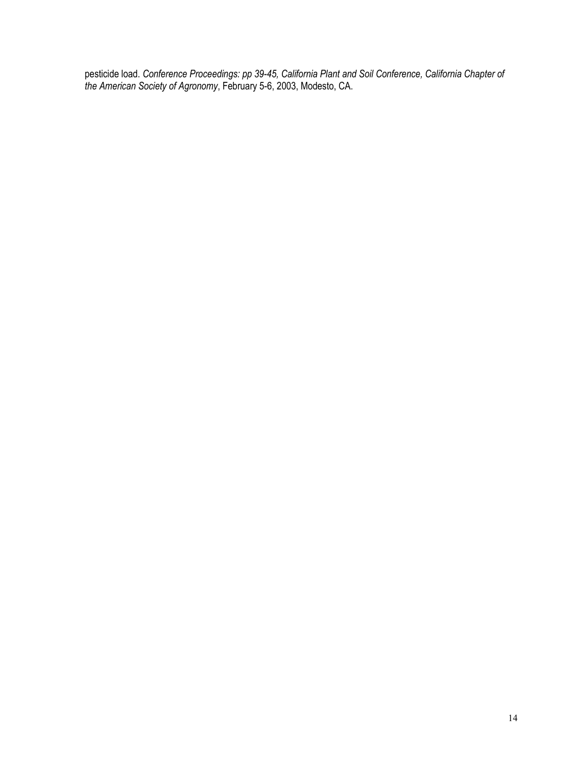pesticide load. *Conference Proceedings: pp 39-45, California Plant and Soil Conference, California Chapter of the American Society of Agronomy*, February 5-6, 2003, Modesto, CA.